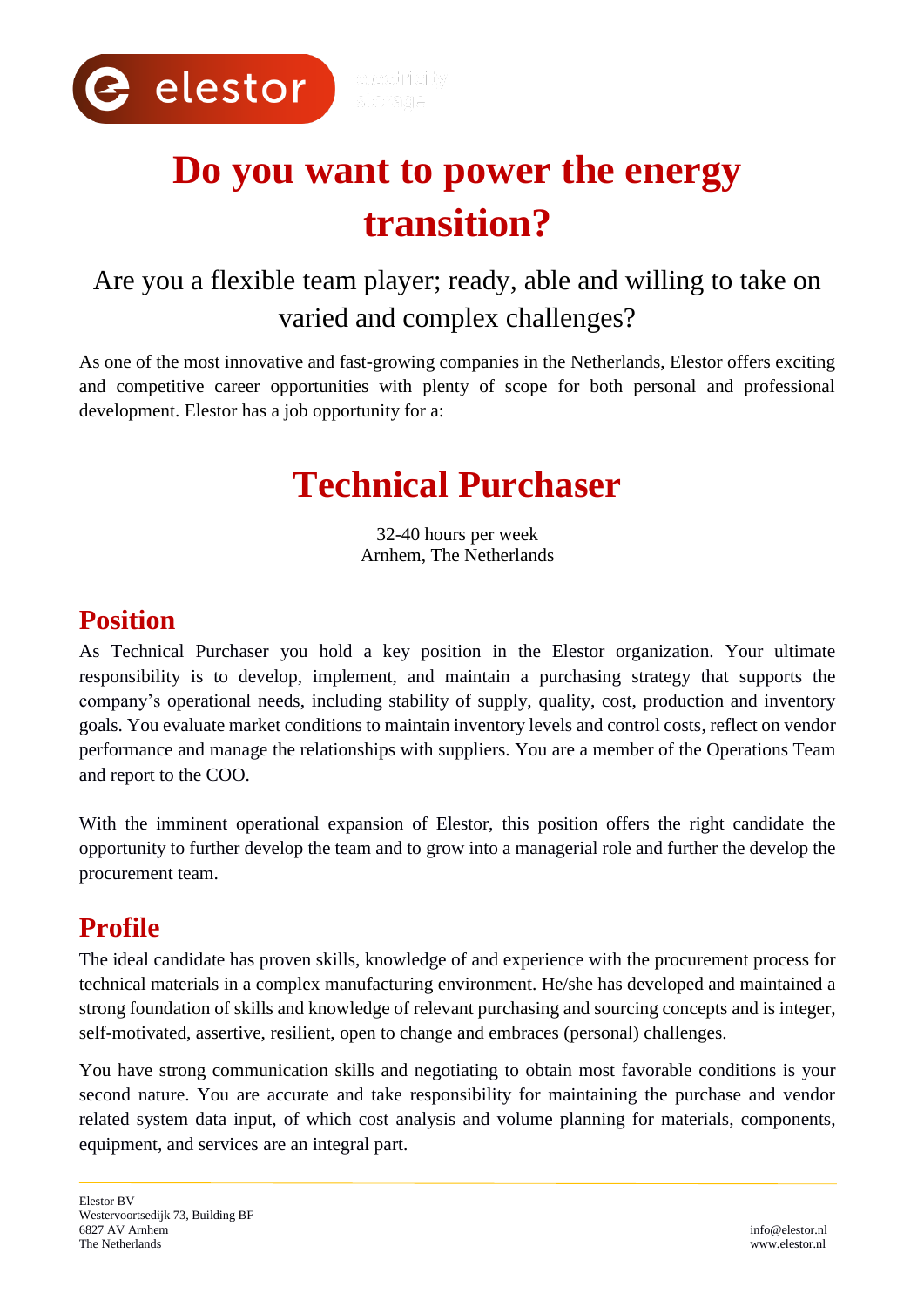# Do you want to power the energy transition?

## Are you a flexible team player; ready, able and willing to take on varied and complex challenges?

As one of the most innovative and fast-growing companies in the Netherlands, Elestor offers exciting and competitive career opportunities with plenty of scope for both personal and professional development. Elestor has a job opportunity for a:

# Technical Purchaser

32-40 hours per week
Arnhem, The Netherlands

## Position

As Technical Purchaser you hold a key position in the Elestor organization. Your ultimate responsibility is to develop, implement, and maintain a purchasing strategy that supports the company's operational needs, including stability of supply, quality, cost, production and inventory goals. You evaluate market conditions to maintain inventory levels and control costs, reflect on vendor performance and manage the relationships with suppliers. You are a member of the Operations Team and report to the COO.

With the imminent operational expansion of Elestor, this position offers the right candidate the opportunity to further develop the team and to grow into a managerial role and further the develop the procurement team.

## Profile

The ideal candidate has proven skills, knowledge of and experience with the procurement process for technical materials in a complex manufacturing environment. He/she has developed and maintained a strong foundation of skills and knowledge of relevant purchasing and sourcing concepts and is integer, self-motivated, assertive, resilient, open to change and embraces (personal) challenges.

You have strong communication skills and negotiating to obtain most favorable conditions is your second nature. You are accurate and take responsibility for maintaining the purchase and vendor related system data input, of which cost analysis and volume planning for materials, components, equipment, and services are an integral part.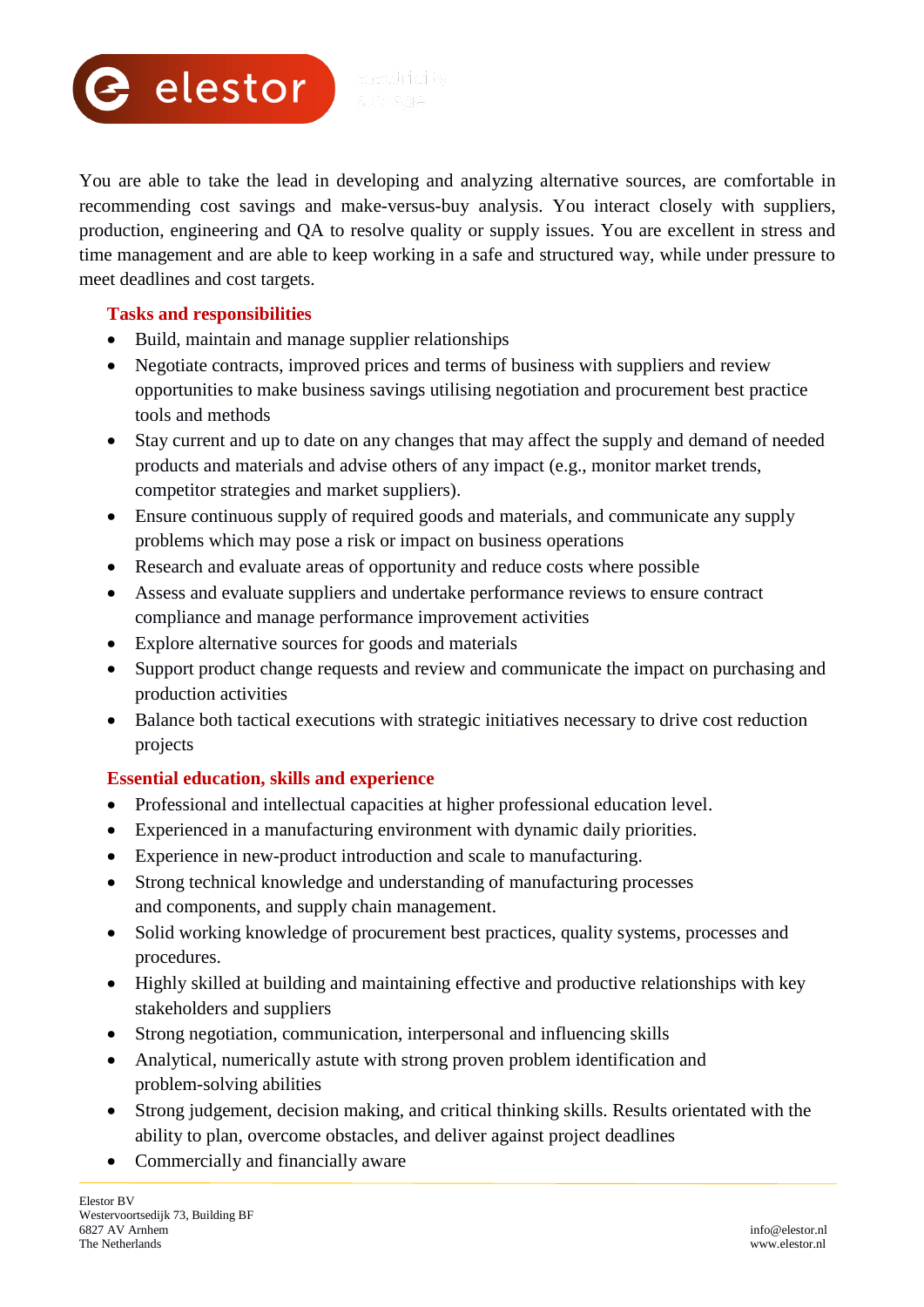You are able to take the lead in developing and analyzing alternative sources, are comfortable in recommending cost savings and make-versus-buy analysis. You interact closely with suppliers, production, engineering and QA to resolve quality or supply issues. You are excellent in stress and time management and are able to keep working in a safe and structured way, while under pressure to meet deadlines and cost targets.

### Tasks and responsibilities

- Build, maintain and manage supplier relationships
- Negotiate contracts, improved prices and terms of business with suppliers and review opportunities to make business savings utilising negotiation and procurement best practice tools and methods
- Stay current and up to date on any changes that may affect the supply and demand of needed products and materials and advise others of any impact (e.g., monitor market trends, competitor strategies and market suppliers).
- Ensure continuous supply of required goods and materials, and communicate any supply problems which may pose a risk or impact on business operations
- Research and evaluate areas of opportunity and reduce costs where possible
- Assess and evaluate suppliers and undertake performance reviews to ensure contract compliance and manage performance improvement activities
- Explore alternative sources for goods and materials
- Support product change requests and review and communicate the impact on purchasing and production activities
- Balance both tactical executions with strategic initiatives necessary to drive cost reduction projects

### Essential education, skills and experience

- Professional and intellectual capacities at higher professional education level.
- Experienced in a manufacturing environment with dynamic daily priorities.
- Experience in new-product introduction and scale to manufacturing.
- Strong technical knowledge and understanding of manufacturing processes and components, and supply chain management.
- Solid working knowledge of procurement best practices, quality systems, processes and procedures.
- Highly skilled at building and maintaining effective and productive relationships with key stakeholders and suppliers
- Strong negotiation, communication, interpersonal and influencing skills
- Analytical, numerically astute with strong proven problem identification and problem-solving abilities
- Strong judgement, decision making, and critical thinking skills. Results orientated with the ability to plan, overcome obstacles, and deliver against project deadlines
- Commercially and financially aware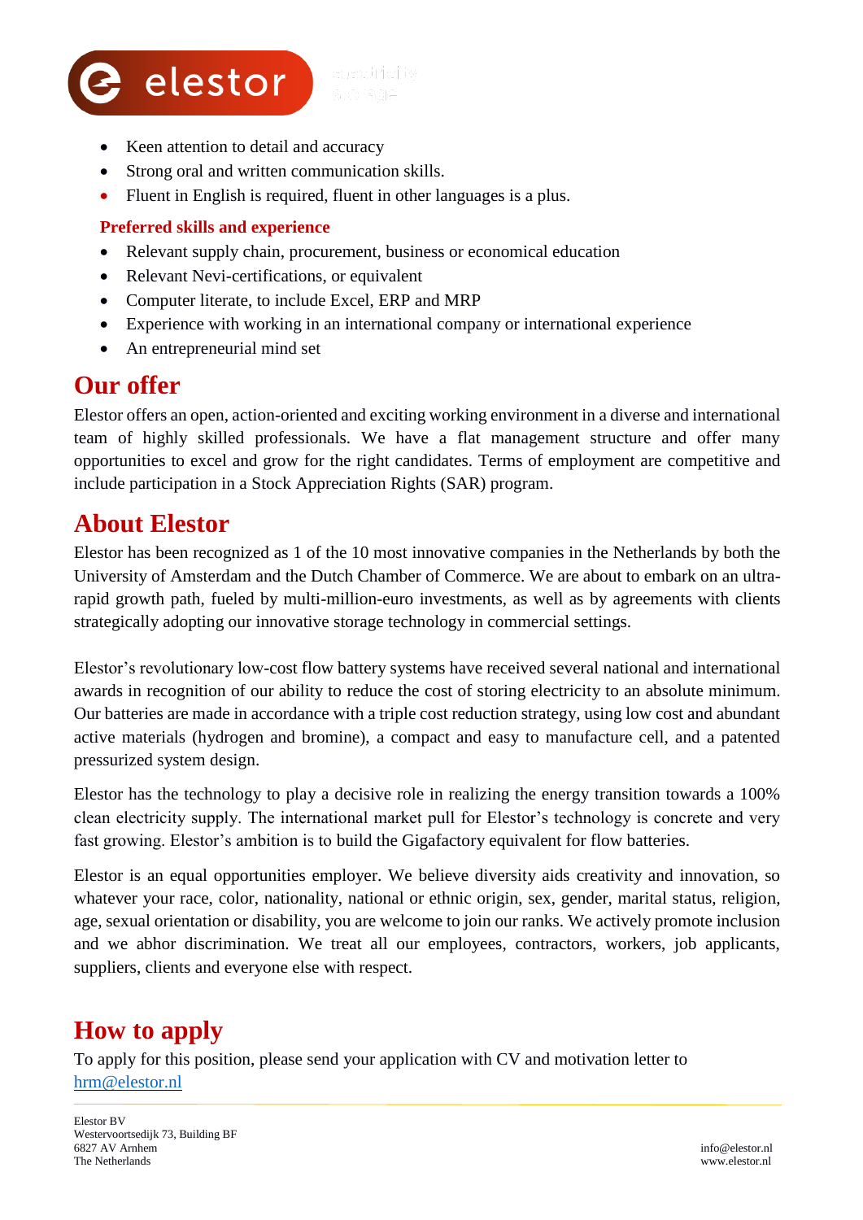- Keen attention to detail and accuracy
- Strong oral and written communication skills.
- Fluent in English is required, fluent in other languages is a plus.

### Preferred skills and experience

- Relevant supply chain, procurement, business or economical education
- Relevant Nevi-certifications, or equivalent
- Computer literate, to include Excel, ERP and MRP
- Experience with working in an international company or international experience
- An entrepreneurial mind set

## Our offer

Elestor offers an open, action-oriented and exciting working environment in a diverse and international team of highly skilled professionals. We have a flat management structure and offer many opportunities to excel and grow for the right candidates. Terms of employment are competitive and include participation in a Stock Appreciation Rights (SAR) program.

## About Elestor

Elestor has been recognized as 1 of the 10 most innovative companies in the Netherlands by both the University of Amsterdam and the Dutch Chamber of Commerce. We are about to embark on an ultra-rapid growth path, fueled by multi-million-euro investments, as well as by agreements with clients strategically adopting our innovative storage technology in commercial settings.

Elestor's revolutionary low-cost flow battery systems have received several national and international awards in recognition of our ability to reduce the cost of storing electricity to an absolute minimum. Our batteries are made in accordance with a triple cost reduction strategy, using low cost and abundant active materials (hydrogen and bromine), a compact and easy to manufacture cell, and a patented pressurized system design.

Elestor has the technology to play a decisive role in realizing the energy transition towards a 100% clean electricity supply. The international market pull for Elestor's technology is concrete and very fast growing. Elestor's ambition is to build the Gigafactory equivalent for flow batteries.

Elestor is an equal opportunities employer. We believe diversity aids creativity and innovation, so whatever your race, color, nationality, national or ethnic origin, sex, gender, marital status, religion, age, sexual orientation or disability, you are welcome to join our ranks. We actively promote inclusion and we abhor discrimination. We treat all our employees, contractors, workers, job applicants, suppliers, clients and everyone else with respect.

## How to apply

To apply for this position, please send your application with CV and motivation letter to hrm@elestor.nl